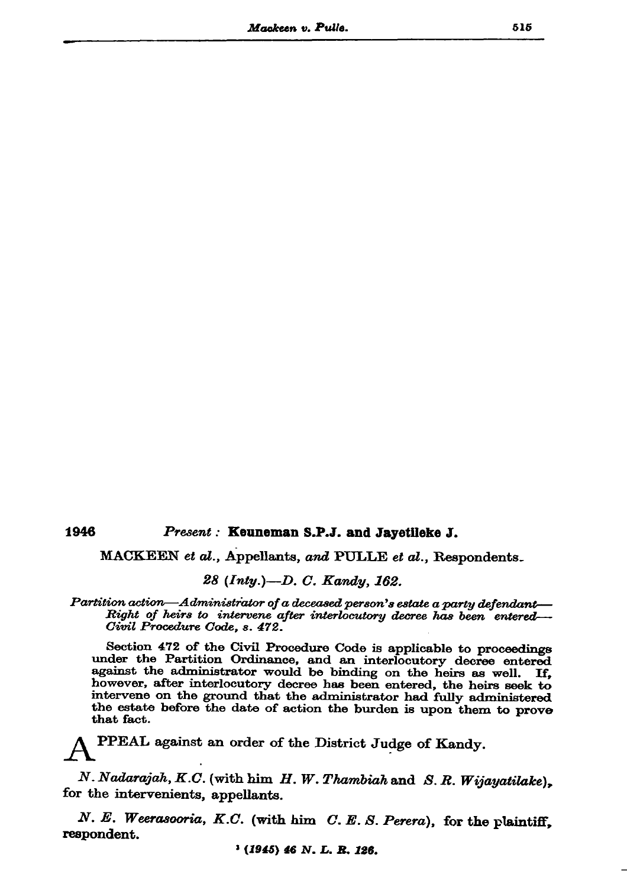1946 *Present :* **Keuneman S.P.J. and Jayetileke J.**

MACKEEN *et al.*, Appellants, *and* PULLE *et al.*, Respondents.

*28 (Inty.)—D. C. Kandy, 162.*

*Partition action—Administrator of a deceased person's estate a party defendant—Right of heirs to intervene after interlocutory decree has been entered—Civil Procedure Code, s. 472.*

Section 472 of the Civil Procedure Code is applicable to proceedings under the Partition Ordinance, and an interlocutory decree entered against the administrator would be binding on the heirs as well. If, however, after interlocutory decree has been entered, the heirs seek to intervene on the ground that the administrator had fully administered the estate before the date of action the burden is upon them to prove that fact.

APPEAL against an order of the District Judge of Kandy.

*N. Nadarajah, K.C.* (with him *H. W. Thambiah* and *S. R. Wijayatilake*), for the intervenients, appellants.

*N. E. Weerasooria, K.C.* (with him *C. E. S. Perera*), for the plaintiff, respondent.

[1] *(1945) 46 N. L. R. 126.*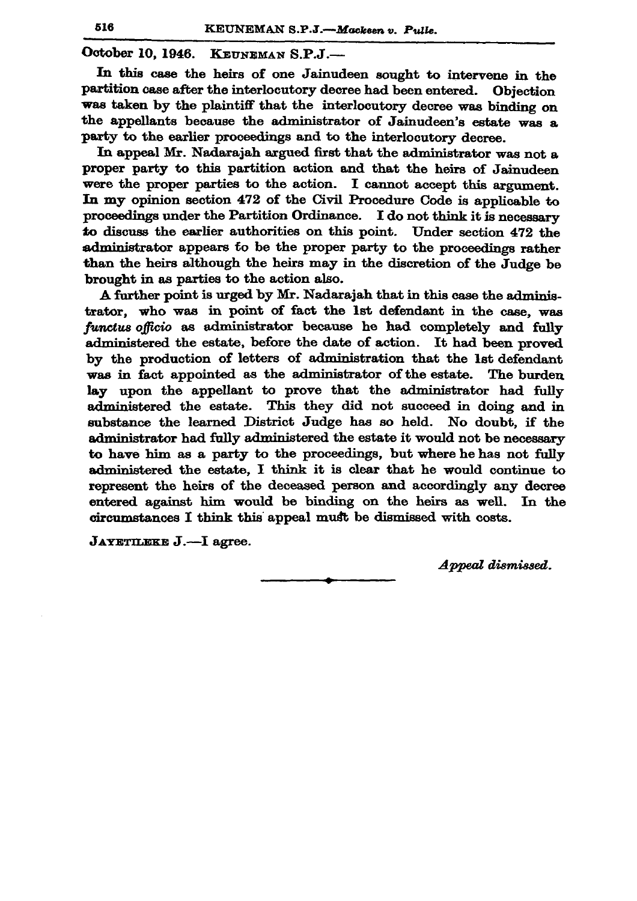October 10, 1946. KEUNEMAN S.P.J.—

In this case the heirs of one Jainudeen sought to intervene in the partition case after the interlocutory decree had been entered. Objection was taken by the plaintiff that the interlocutory decree was binding on the appellants because the administrator of Jainudeen's estate was a party to the earlier proceedings and to the interlocutory decree.

In appeal Mr. Nadarajah argued first that the administrator was not a proper party to this partition action and that the heirs of Jainudeen were the proper parties to the action. I cannot accept this argument. In my opinion section 472 of the Civil Procedure Code is applicable to proceedings under the Partition Ordinance. I do not think it is necessary to discuss the earlier authorities on this point. Under section 472 the administrator appears to be the proper party to the proceedings rather than the heirs although the heirs may in the discretion of the Judge be brought in as parties to the action also.

A further point is urged by Mr. Nadarajah that in this case the administrator, who was in point of fact the 1st defendant in the case, was *functus officio* as administrator because he had completely and fully administered the estate, before the date of action. It had been proved by the production of letters of administration that the 1st defendant was in fact appointed as the administrator of the estate. The burden lay upon the appellant to prove that the administrator had fully administered the estate. This they did not succeed in doing and in substance the learned District Judge has so held. No doubt, if the administrator had fully administered the estate it would not be necessary to have him as a party to the proceedings, but where he has not fully administered the estate, I think it is clear that he would continue to represent the heirs of the deceased person and accordingly any decree entered against him would be binding on the heirs as well. In the circumstances I think this appeal must be dismissed with costs.

JAYETILEKE J.—I agree.

*Appeal dismissed.*